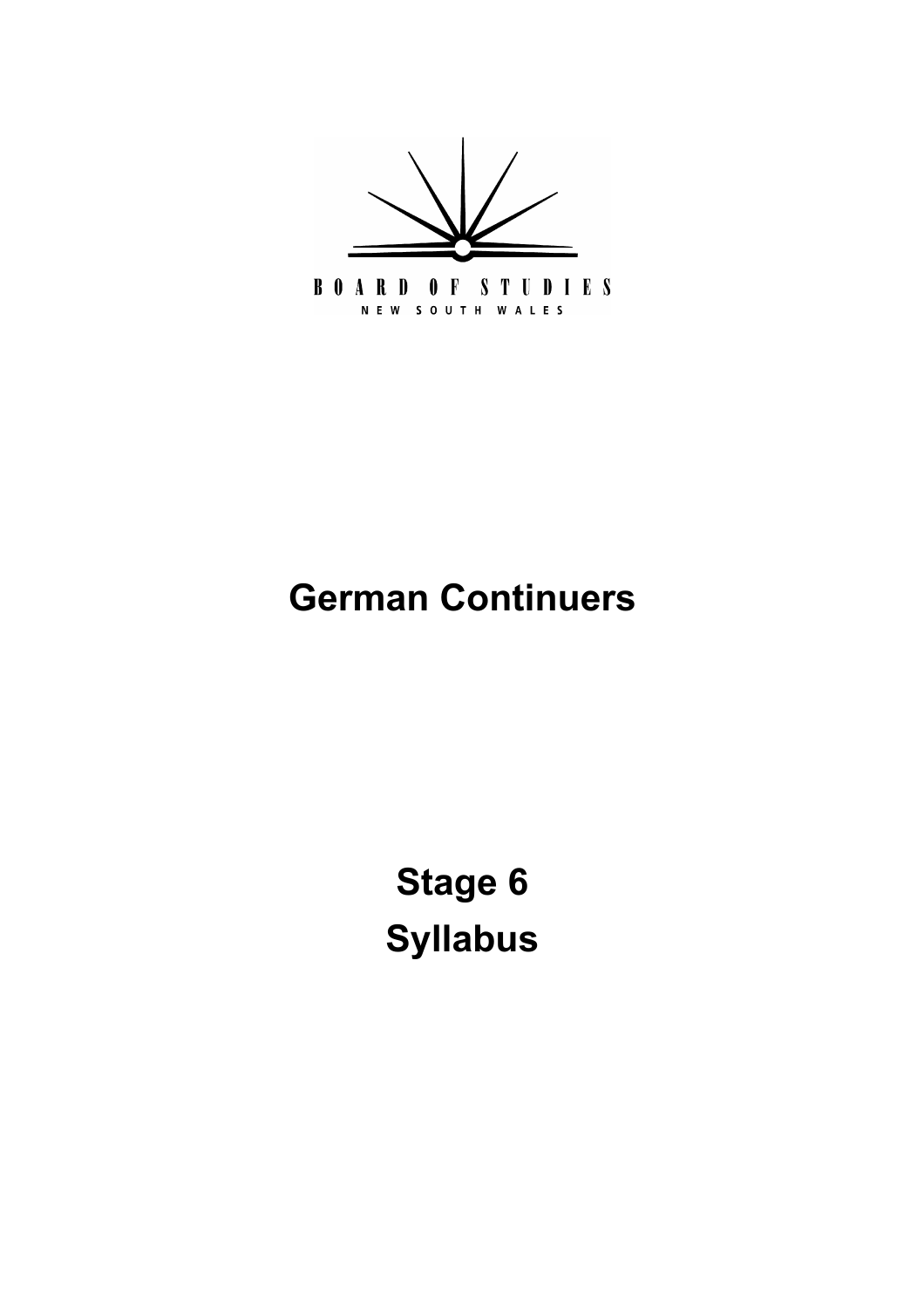BOARD OF STUDIES

NEW SOUTH WALES

# German Continuers

# Stage 6
# Syllabus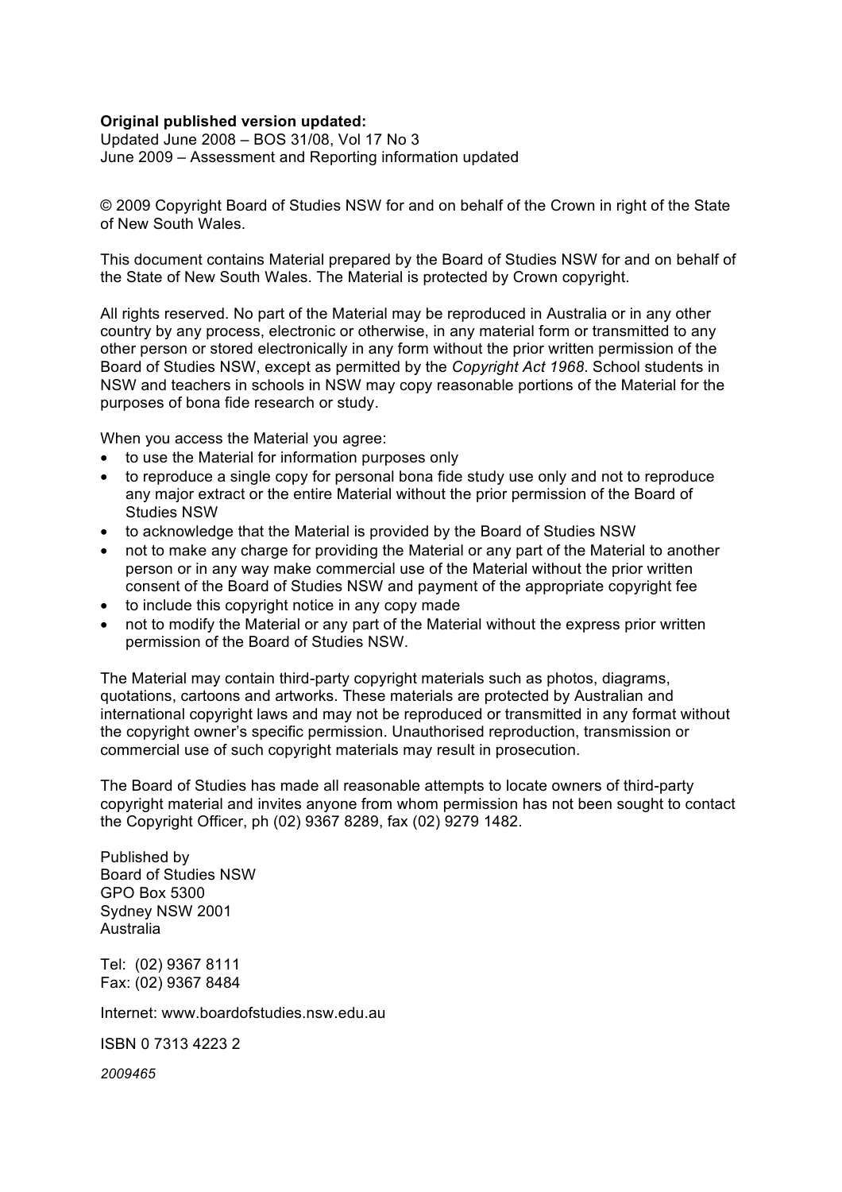**Original published version updated:**
Updated June 2008 – BOS 31/08, Vol 17 No 3
June 2009 – Assessment and Reporting information updated

© 2009 Copyright Board of Studies NSW for and on behalf of the Crown in right of the State of New South Wales.

This document contains Material prepared by the Board of Studies NSW for and on behalf of the State of New South Wales. The Material is protected by Crown copyright.

All rights reserved. No part of the Material may be reproduced in Australia or in any other country by any process, electronic or otherwise, in any material form or transmitted to any other person or stored electronically in any form without the prior written permission of the Board of Studies NSW, except as permitted by the *Copyright Act 1968*. School students in NSW and teachers in schools in NSW may copy reasonable portions of the Material for the purposes of bona fide research or study.

When you access the Material you agree:

- to use the Material for information purposes only
- to reproduce a single copy for personal bona fide study use only and not to reproduce any major extract or the entire Material without the prior permission of the Board of Studies NSW
- to acknowledge that the Material is provided by the Board of Studies NSW
- not to make any charge for providing the Material or any part of the Material to another person or in any way make commercial use of the Material without the prior written consent of the Board of Studies NSW and payment of the appropriate copyright fee
- to include this copyright notice in any copy made
- not to modify the Material or any part of the Material without the express prior written permission of the Board of Studies NSW.

The Material may contain third-party copyright materials such as photos, diagrams, quotations, cartoons and artworks. These materials are protected by Australian and international copyright laws and may not be reproduced or transmitted in any format without the copyright owner's specific permission. Unauthorised reproduction, transmission or commercial use of such copyright materials may result in prosecution.

The Board of Studies has made all reasonable attempts to locate owners of third-party copyright material and invites anyone from whom permission has not been sought to contact the Copyright Officer, ph (02) 9367 8289, fax (02) 9279 1482.

Published by
Board of Studies NSW
GPO Box 5300
Sydney NSW 2001
Australia

Tel: (02) 9367 8111
Fax: (02) 9367 8484

Internet: www.boardofstudies.nsw.edu.au

ISBN 0 7313 4223 2

*2009465*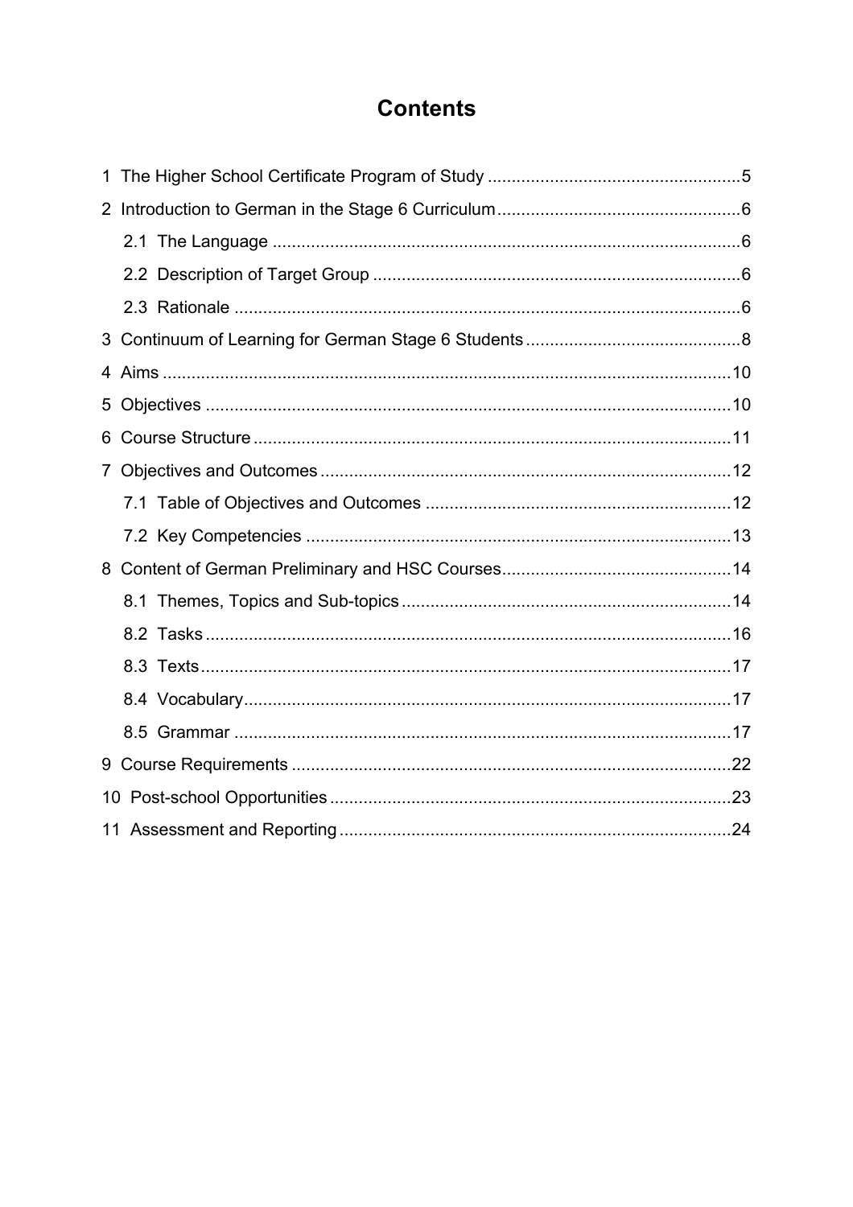# Contents

1 The Higher School Certificate Program of Study .....................................................5

2 Introduction to German in the Stage 6 Curriculum...................................................6

  2.1 The Language .................................................................................................6

  2.2 Description of Target Group ............................................................................6

  2.3 Rationale .........................................................................................................6

3 Continuum of Learning for German Stage 6 Students .............................................8

4 Aims .....................................................................................................................10

5 Objectives .............................................................................................................10

6 Course Structure ...................................................................................................11

7 Objectives and Outcomes .....................................................................................12

  7.1 Table of Objectives and Outcomes ................................................................12

  7.2 Key Competencies .........................................................................................13

8 Content of German Preliminary and HSC Courses................................................14

  8.1 Themes, Topics and Sub-topics .....................................................................14

  8.2 Tasks .............................................................................................................16

  8.3 Texts ..............................................................................................................17

  8.4 Vocabulary.....................................................................................................17

  8.5 Grammar .......................................................................................................17

9 Course Requirements ...........................................................................................22

10 Post-school Opportunities ...................................................................................23

11 Assessment and Reporting .................................................................................24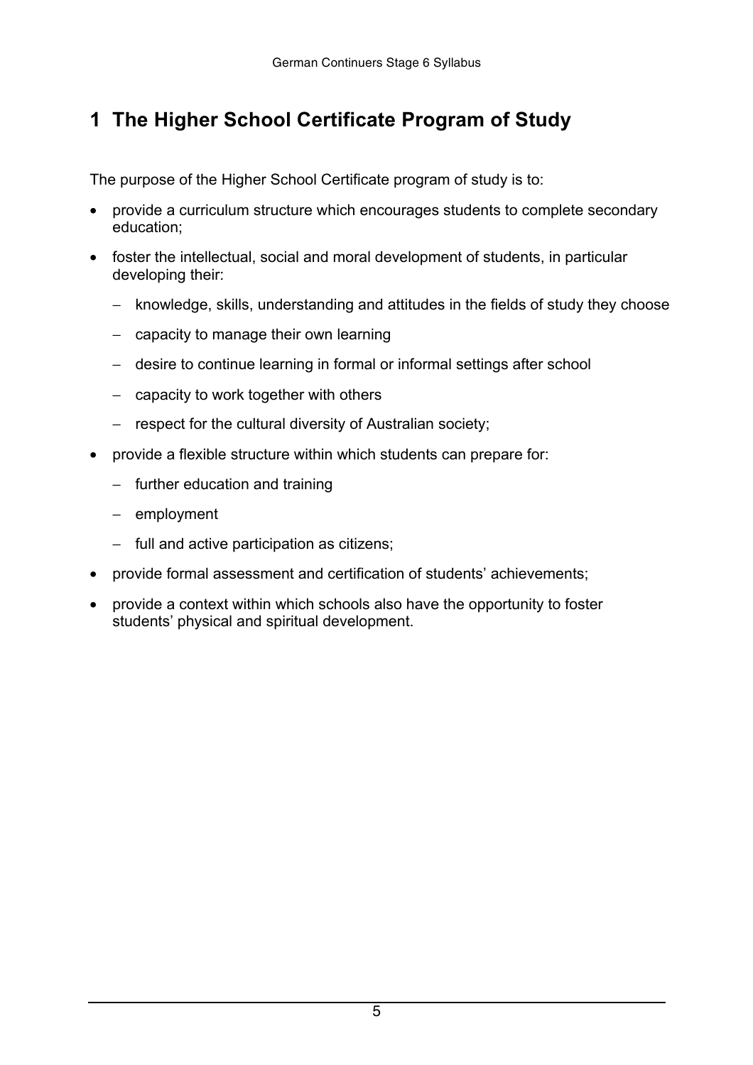# 1 The Higher School Certificate Program of Study

The purpose of the Higher School Certificate program of study is to:

- provide a curriculum structure which encourages students to complete secondary education;
- foster the intellectual, social and moral development of students, in particular developing their:
  - knowledge, skills, understanding and attitudes in the fields of study they choose
  - capacity to manage their own learning
  - desire to continue learning in formal or informal settings after school
  - capacity to work together with others
  - respect for the cultural diversity of Australian society;
- provide a flexible structure within which students can prepare for:
  - further education and training
  - employment
  - full and active participation as citizens;
- provide formal assessment and certification of students' achievements;
- provide a context within which schools also have the opportunity to foster students' physical and spiritual development.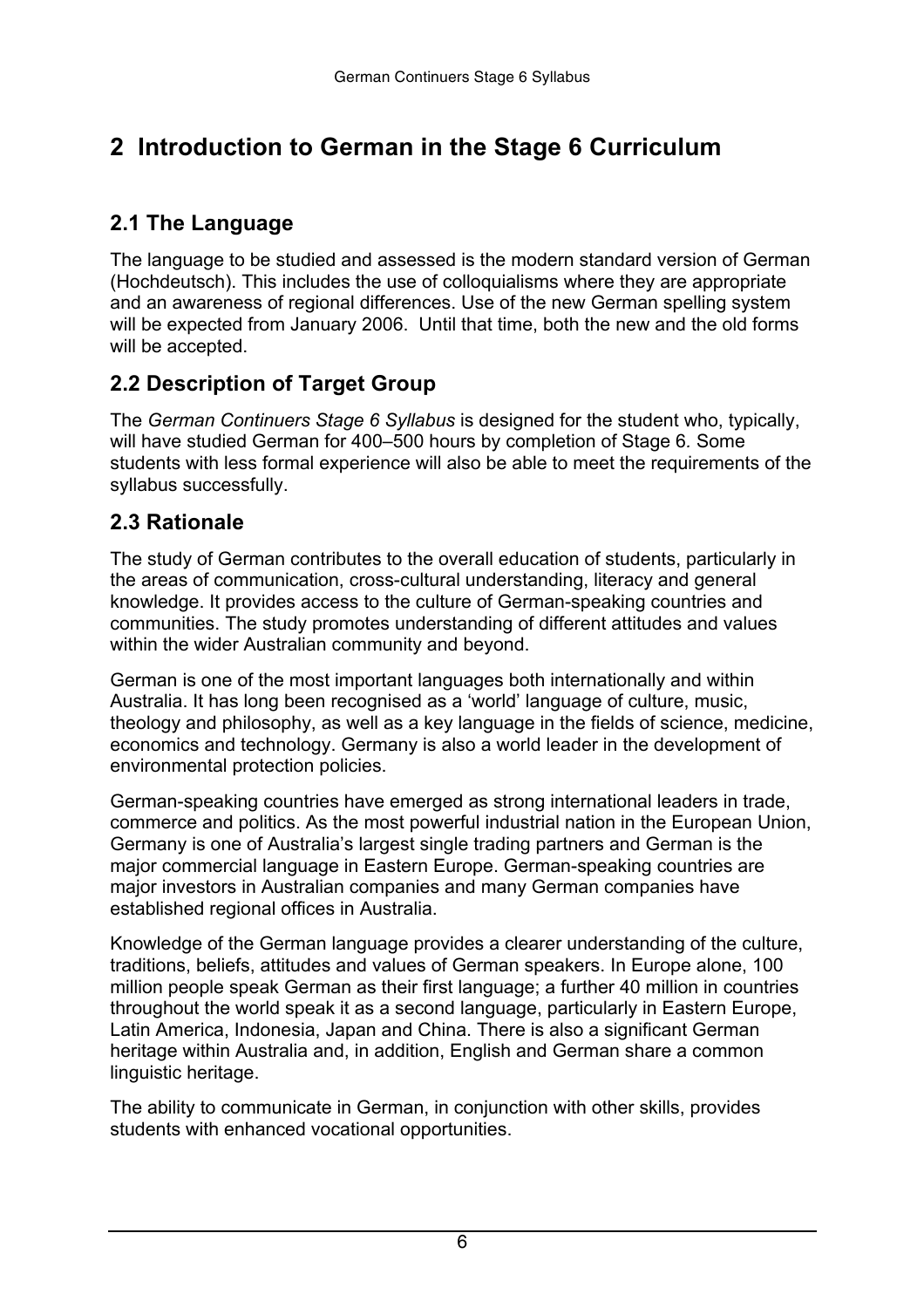# 2 Introduction to German in the Stage 6 Curriculum

## 2.1 The Language

The language to be studied and assessed is the modern standard version of German (Hochdeutsch). This includes the use of colloquialisms where they are appropriate and an awareness of regional differences. Use of the new German spelling system will be expected from January 2006. Until that time, both the new and the old forms will be accepted.

## 2.2 Description of Target Group

The *German Continuers Stage 6 Syllabus* is designed for the student who, typically, will have studied German for 400–500 hours by completion of Stage 6. Some students with less formal experience will also be able to meet the requirements of the syllabus successfully.

## 2.3 Rationale

The study of German contributes to the overall education of students, particularly in the areas of communication, cross-cultural understanding, literacy and general knowledge. It provides access to the culture of German-speaking countries and communities. The study promotes understanding of different attitudes and values within the wider Australian community and beyond.

German is one of the most important languages both internationally and within Australia. It has long been recognised as a 'world' language of culture, music, theology and philosophy, as well as a key language in the fields of science, medicine, economics and technology. Germany is also a world leader in the development of environmental protection policies.

German-speaking countries have emerged as strong international leaders in trade, commerce and politics. As the most powerful industrial nation in the European Union, Germany is one of Australia's largest single trading partners and German is the major commercial language in Eastern Europe. German-speaking countries are major investors in Australian companies and many German companies have established regional offices in Australia.

Knowledge of the German language provides a clearer understanding of the culture, traditions, beliefs, attitudes and values of German speakers. In Europe alone, 100 million people speak German as their first language; a further 40 million in countries throughout the world speak it as a second language, particularly in Eastern Europe, Latin America, Indonesia, Japan and China. There is also a significant German heritage within Australia and, in addition, English and German share a common linguistic heritage.

The ability to communicate in German, in conjunction with other skills, provides students with enhanced vocational opportunities.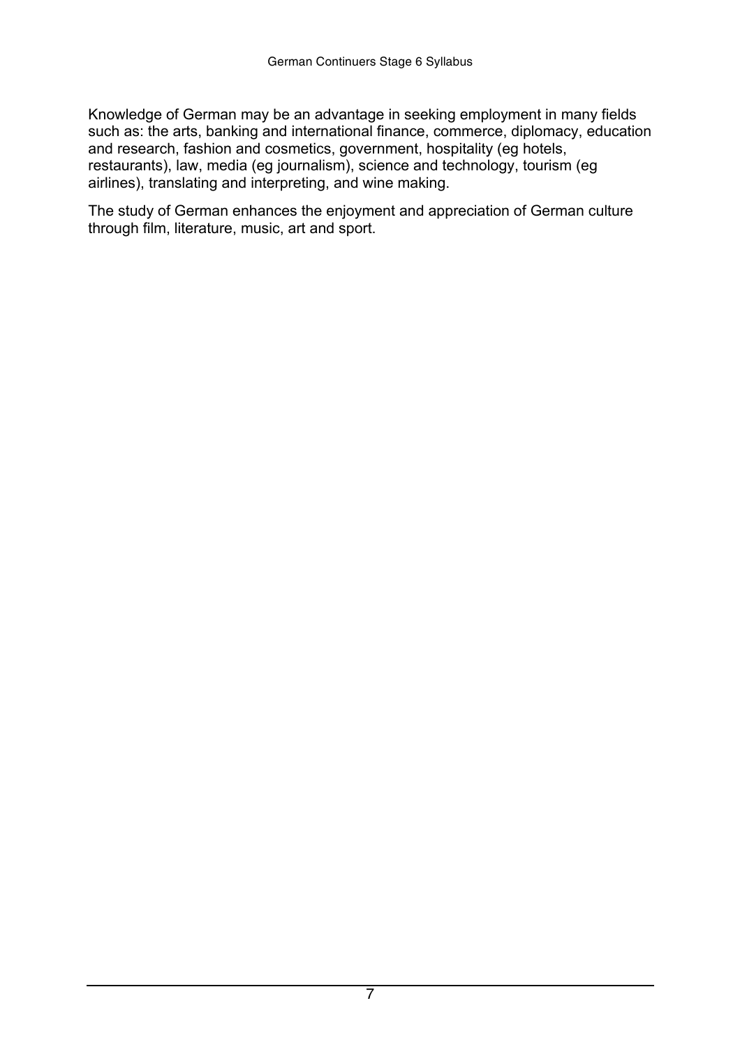Knowledge of German may be an advantage in seeking employment in many fields such as: the arts, banking and international finance, commerce, diplomacy, education and research, fashion and cosmetics, government, hospitality (eg hotels, restaurants), law, media (eg journalism), science and technology, tourism (eg airlines), translating and interpreting, and wine making.

The study of German enhances the enjoyment and appreciation of German culture through film, literature, music, art and sport.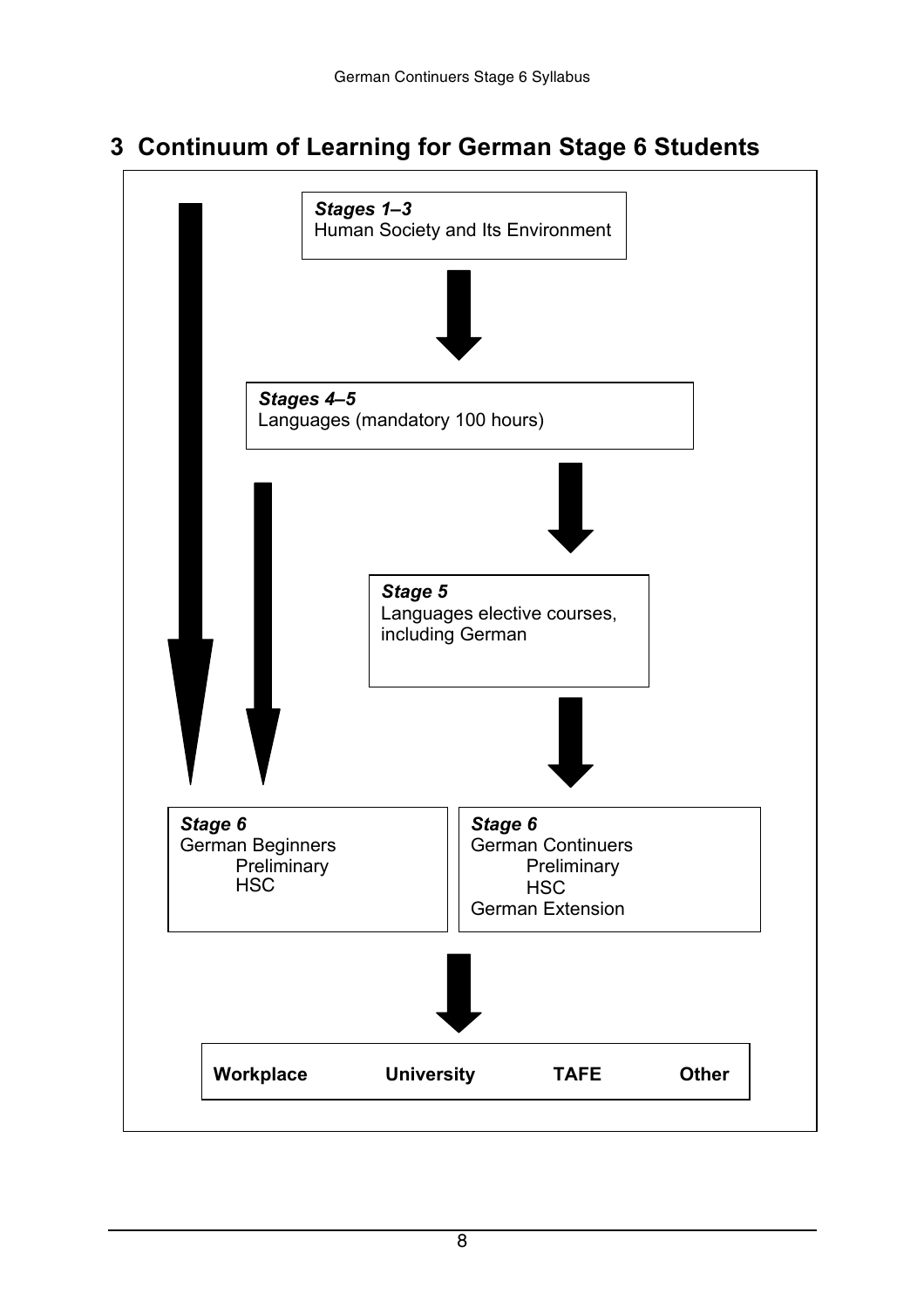## 3 Continuum of Learning for German Stage 6 Students

***Stages 1–3***
Human Society and Its Environment

***Stages 4–5***
Languages (mandatory 100 hours)

***Stage 5***
Languages elective courses, including German

***Stage 6***
German Beginners
- Preliminary
- HSC

***Stage 6***
German Continuers
- Preliminary
- HSC

German Extension

**Workplace** **University** **TAFE** **Other**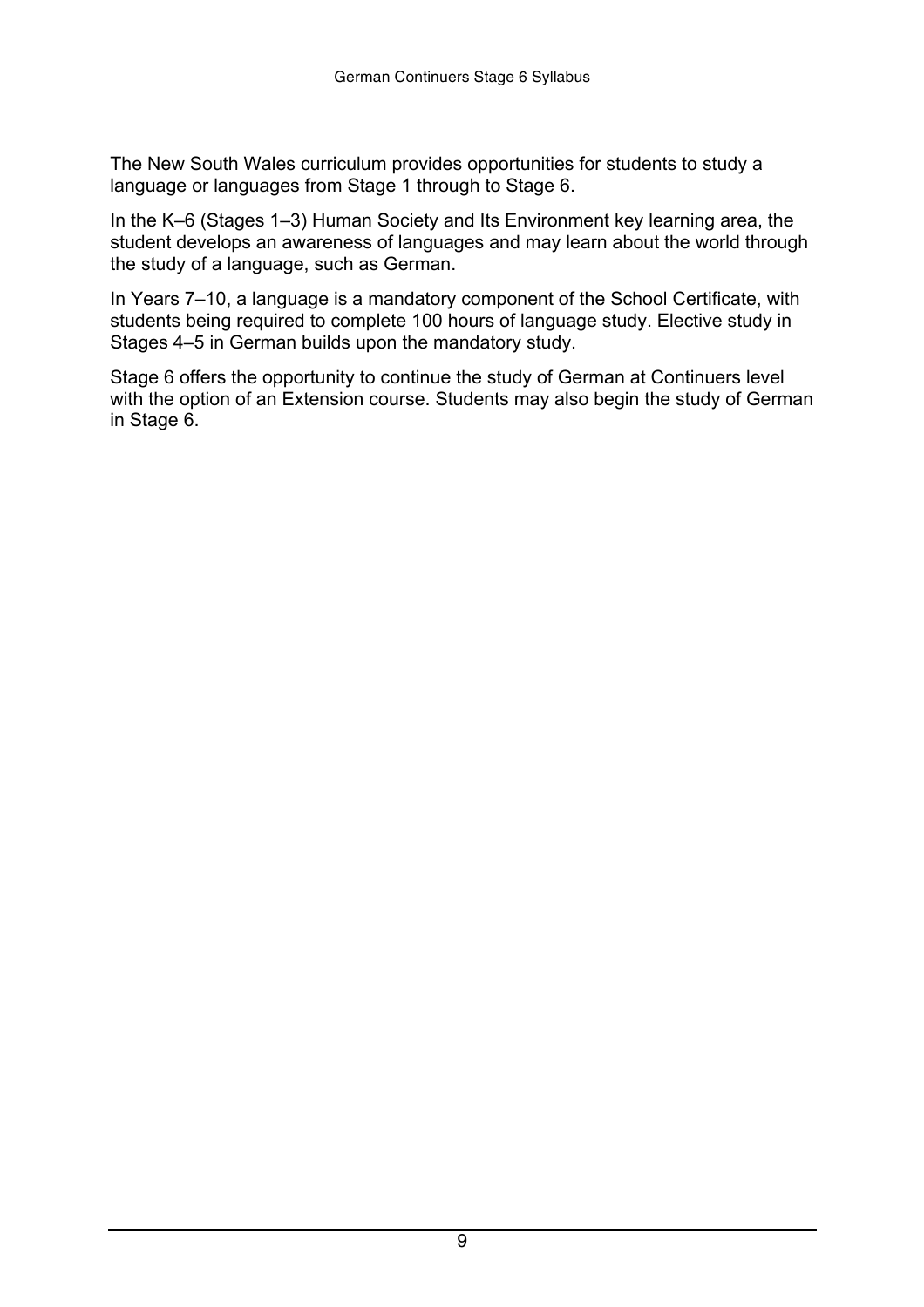The New South Wales curriculum provides opportunities for students to study a language or languages from Stage 1 through to Stage 6.

In the K–6 (Stages 1–3) Human Society and Its Environment key learning area, the student develops an awareness of languages and may learn about the world through the study of a language, such as German.

In Years 7–10, a language is a mandatory component of the School Certificate, with students being required to complete 100 hours of language study. Elective study in Stages 4–5 in German builds upon the mandatory study.

Stage 6 offers the opportunity to continue the study of German at Continuers level with the option of an Extension course. Students may also begin the study of German in Stage 6.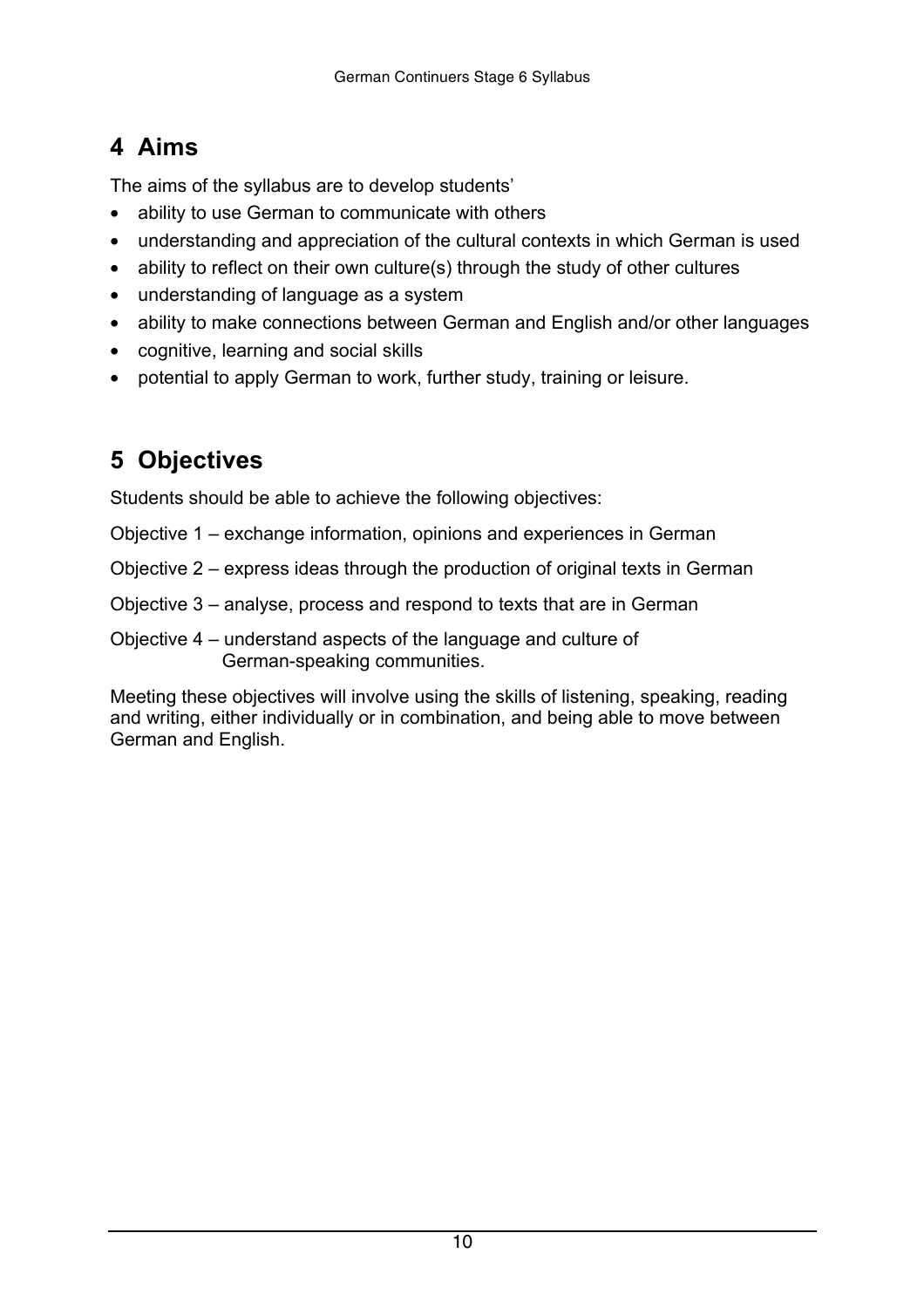## 4 Aims

The aims of the syllabus are to develop students'

- ability to use German to communicate with others
- understanding and appreciation of the cultural contexts in which German is used
- ability to reflect on their own culture(s) through the study of other cultures
- understanding of language as a system
- ability to make connections between German and English and/or other languages
- cognitive, learning and social skills
- potential to apply German to work, further study, training or leisure.

## 5 Objectives

Students should be able to achieve the following objectives:

Objective 1 – exchange information, opinions and experiences in German

Objective 2 – express ideas through the production of original texts in German

Objective 3 – analyse, process and respond to texts that are in German

Objective 4 – understand aspects of the language and culture of German-speaking communities.

Meeting these objectives will involve using the skills of listening, speaking, reading and writing, either individually or in combination, and being able to move between German and English.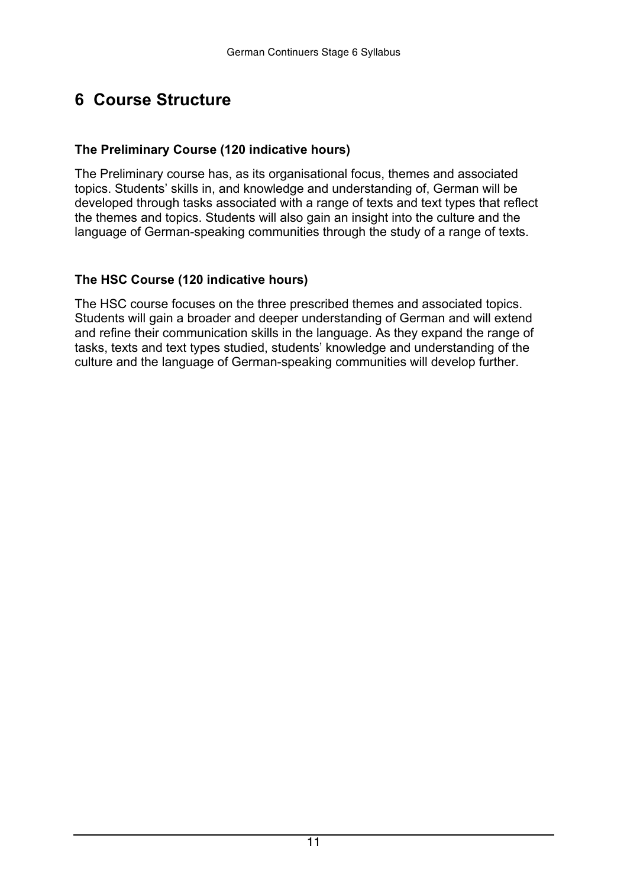# 6 Course Structure

### The Preliminary Course (120 indicative hours)

The Preliminary course has, as its organisational focus, themes and associated topics. Students' skills in, and knowledge and understanding of, German will be developed through tasks associated with a range of texts and text types that reflect the themes and topics. Students will also gain an insight into the culture and the language of German-speaking communities through the study of a range of texts.

### The HSC Course (120 indicative hours)

The HSC course focuses on the three prescribed themes and associated topics. Students will gain a broader and deeper understanding of German and will extend and refine their communication skills in the language. As they expand the range of tasks, texts and text types studied, students' knowledge and understanding of the culture and the language of German-speaking communities will develop further.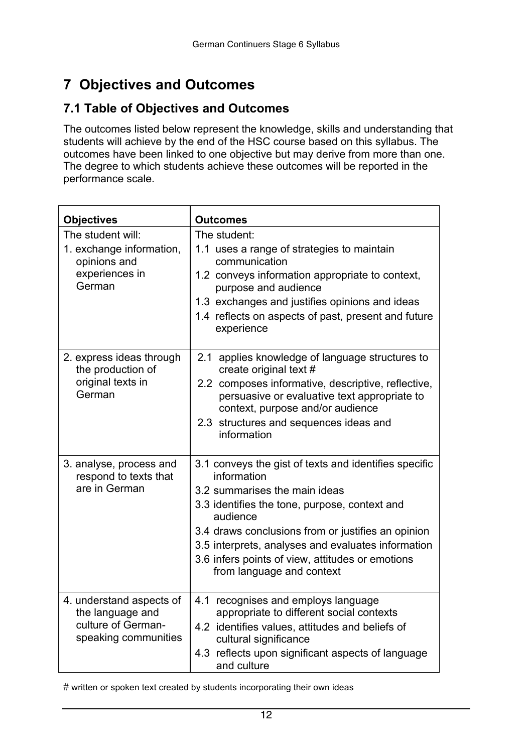# 7 Objectives and Outcomes

## 7.1 Table of Objectives and Outcomes

The outcomes listed below represent the knowledge, skills and understanding that students will achieve by the end of the HSC course based on this syllabus. The outcomes have been linked to one objective but may derive from more than one. The degree to which students achieve these outcomes will be reported in the performance scale.

| Objectives | Outcomes |
|---|---|
| The student will:<br>1. exchange information, opinions and experiences in German | The student:<br>1.1 uses a range of strategies to maintain communication<br>1.2 conveys information appropriate to context, purpose and audience<br>1.3 exchanges and justifies opinions and ideas<br>1.4 reflects on aspects of past, present and future experience |
| 2. express ideas through the production of original texts in German | 2.1 applies knowledge of language structures to create original text #<br>2.2 composes informative, descriptive, reflective, persuasive or evaluative text appropriate to context, purpose and/or audience<br>2.3 structures and sequences ideas and information |
| 3. analyse, process and respond to texts that are in German | 3.1 conveys the gist of texts and identifies specific information<br>3.2 summarises the main ideas<br>3.3 identifies the tone, purpose, context and audience<br>3.4 draws conclusions from or justifies an opinion<br>3.5 interprets, analyses and evaluates information<br>3.6 infers points of view, attitudes or emotions from language and context |
| 4. understand aspects of the language and culture of German-speaking communities | 4.1 recognises and employs language appropriate to different social contexts<br>4.2 identifies values, attitudes and beliefs of cultural significance<br>4.3 reflects upon significant aspects of language and culture |

# written or spoken text created by students incorporating their own ideas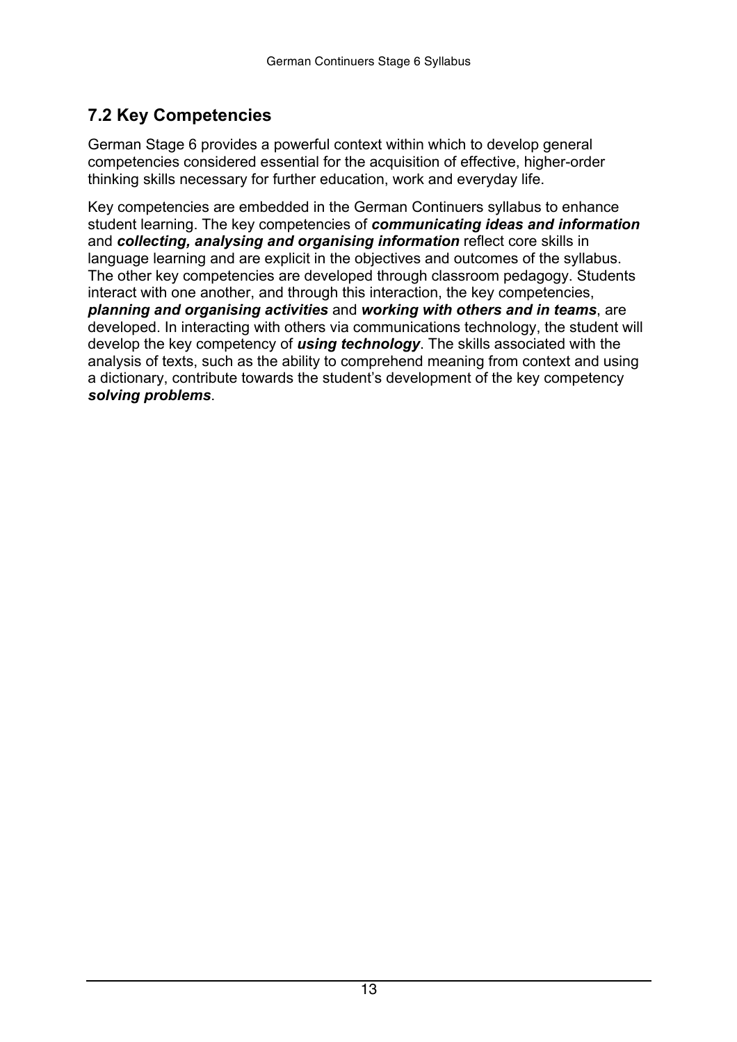## 7.2 Key Competencies

German Stage 6 provides a powerful context within which to develop general competencies considered essential for the acquisition of effective, higher-order thinking skills necessary for further education, work and everyday life.

Key competencies are embedded in the German Continuers syllabus to enhance student learning. The key competencies of ***communicating ideas and information*** and ***collecting, analysing and organising information*** reflect core skills in language learning and are explicit in the objectives and outcomes of the syllabus. The other key competencies are developed through classroom pedagogy. Students interact with one another, and through this interaction, the key competencies, ***planning and organising activities*** and ***working with others and in teams***, are developed. In interacting with others via communications technology, the student will develop the key competency of ***using technology***. The skills associated with the analysis of texts, such as the ability to comprehend meaning from context and using a dictionary, contribute towards the student's development of the key competency ***solving problems***.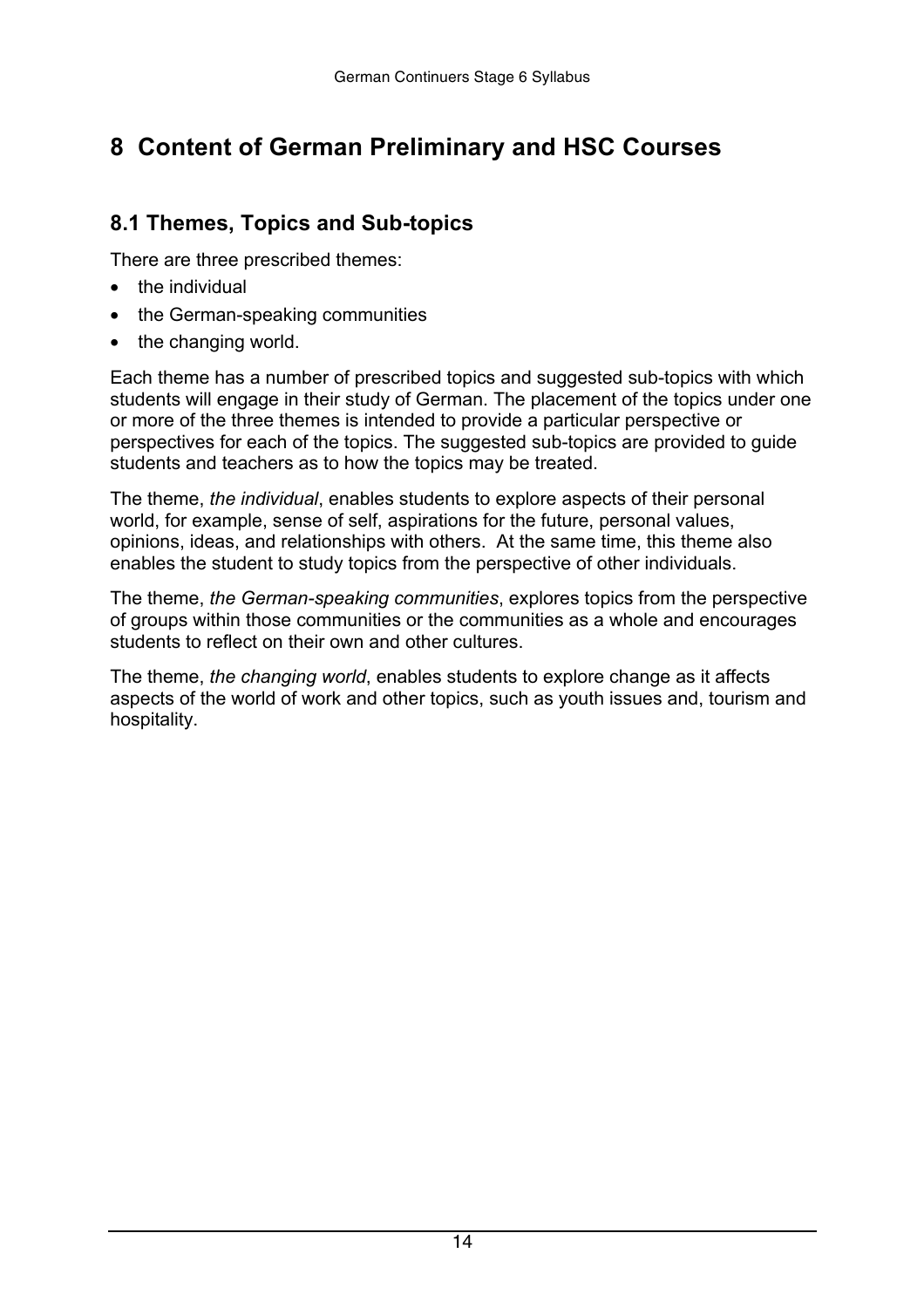# 8 Content of German Preliminary and HSC Courses

## 8.1 Themes, Topics and Sub-topics

There are three prescribed themes:

- the individual
- the German-speaking communities
- the changing world.

Each theme has a number of prescribed topics and suggested sub-topics with which students will engage in their study of German. The placement of the topics under one or more of the three themes is intended to provide a particular perspective or perspectives for each of the topics. The suggested sub-topics are provided to guide students and teachers as to how the topics may be treated.

The theme, *the individual*, enables students to explore aspects of their personal world, for example, sense of self, aspirations for the future, personal values, opinions, ideas, and relationships with others. At the same time, this theme also enables the student to study topics from the perspective of other individuals.

The theme, *the German-speaking communities*, explores topics from the perspective of groups within those communities or the communities as a whole and encourages students to reflect on their own and other cultures.

The theme, *the changing world*, enables students to explore change as it affects aspects of the world of work and other topics, such as youth issues and, tourism and hospitality.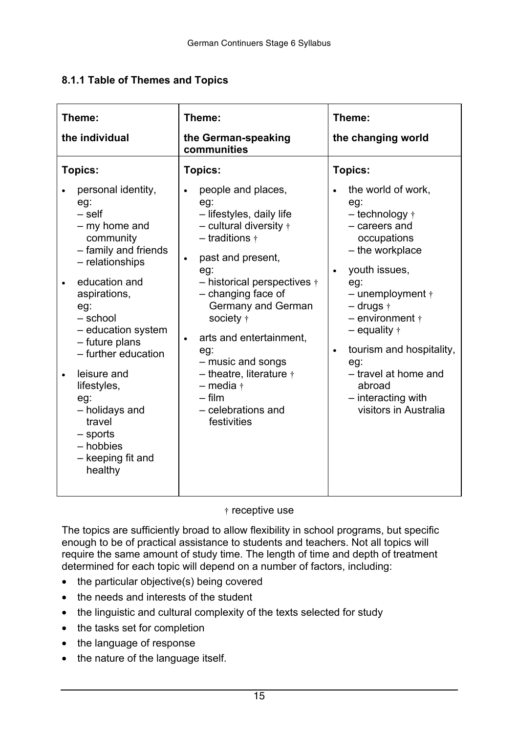### 8.1.1 Table of Themes and Topics

| Theme: the individual | Theme: the German-speaking communities | Theme: the changing world |
|---|---|---|
| **Topics:**<br>• personal identity, eg:<br>– self<br>– my home and community<br>– family and friends<br>– relationships<br>• education and aspirations, eg:<br>– school<br>– education system<br>– future plans<br>– further education<br>• leisure and lifestyles, eg:<br>– holidays and travel<br>– sports<br>– hobbies<br>– keeping fit and healthy | **Topics:**<br>• people and places, eg:<br>– lifestyles, daily life<br>– cultural diversity †<br>– traditions †<br>• past and present, eg:<br>– historical perspectives †<br>– changing face of Germany and German society †<br>• arts and entertainment, eg:<br>– music and songs<br>– theatre, literature †<br>– media †<br>– film<br>– celebrations and festivities | **Topics:**<br>• the world of work, eg:<br>– technology †<br>– careers and occupations<br>– the workplace<br>• youth issues, eg:<br>– unemployment †<br>– drugs †<br>– environment †<br>– equality †<br>• tourism and hospitality, eg:<br>– travel at home and abroad<br>– interacting with visitors in Australia |

† receptive use

The topics are sufficiently broad to allow flexibility in school programs, but specific enough to be of practical assistance to students and teachers. Not all topics will require the same amount of study time. The length of time and depth of treatment determined for each topic will depend on a number of factors, including:

- the particular objective(s) being covered
- the needs and interests of the student
- the linguistic and cultural complexity of the texts selected for study
- the tasks set for completion
- the language of response
- the nature of the language itself.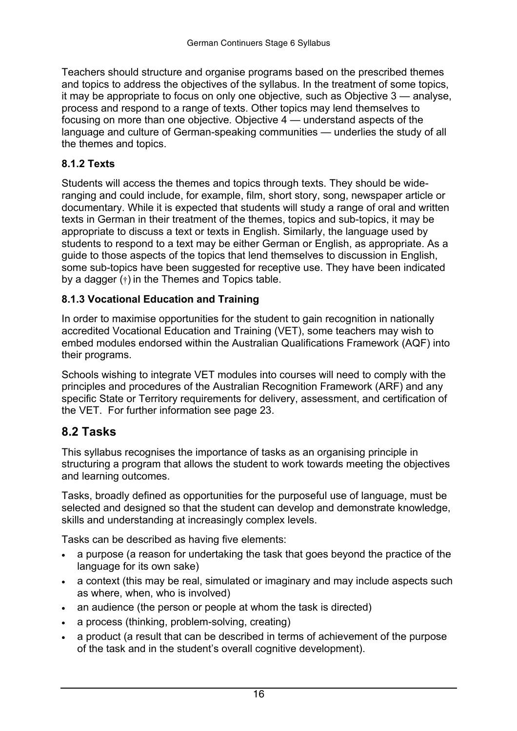Teachers should structure and organise programs based on the prescribed themes and topics to address the objectives of the syllabus. In the treatment of some topics, it may be appropriate to focus on only one objective*,* such as Objective 3 — analyse, process and respond to a range of texts. Other topics may lend themselves to focusing on more than one objective. Objective 4 — understand aspects of the language and culture of German-speaking communities — underlies the study of all the themes and topics.

### 8.1.2 Texts

Students will access the themes and topics through texts. They should be wide-ranging and could include, for example, film, short story, song, newspaper article or documentary. While it is expected that students will study a range of oral and written texts in German in their treatment of the themes, topics and sub-topics, it may be appropriate to discuss a text or texts in English. Similarly, the language used by students to respond to a text may be either German or English, as appropriate. As a guide to those aspects of the topics that lend themselves to discussion in English, some sub-topics have been suggested for receptive use. They have been indicated by a dagger (†) in the Themes and Topics table.

### 8.1.3 Vocational Education and Training

In order to maximise opportunities for the student to gain recognition in nationally accredited Vocational Education and Training (VET), some teachers may wish to embed modules endorsed within the Australian Qualifications Framework (AQF) into their programs.

Schools wishing to integrate VET modules into courses will need to comply with the principles and procedures of the Australian Recognition Framework (ARF) and any specific State or Territory requirements for delivery, assessment, and certification of the VET. For further information see page 23.

## 8.2 Tasks

This syllabus recognises the importance of tasks as an organising principle in structuring a program that allows the student to work towards meeting the objectives and learning outcomes.

Tasks, broadly defined as opportunities for the purposeful use of language, must be selected and designed so that the student can develop and demonstrate knowledge, skills and understanding at increasingly complex levels.

Tasks can be described as having five elements:

- a purpose (a reason for undertaking the task that goes beyond the practice of the language for its own sake)
- a context (this may be real, simulated or imaginary and may include aspects such as where, when, who is involved)
- an audience (the person or people at whom the task is directed)
- a process (thinking, problem-solving, creating)
- a product (a result that can be described in terms of achievement of the purpose of the task and in the student's overall cognitive development).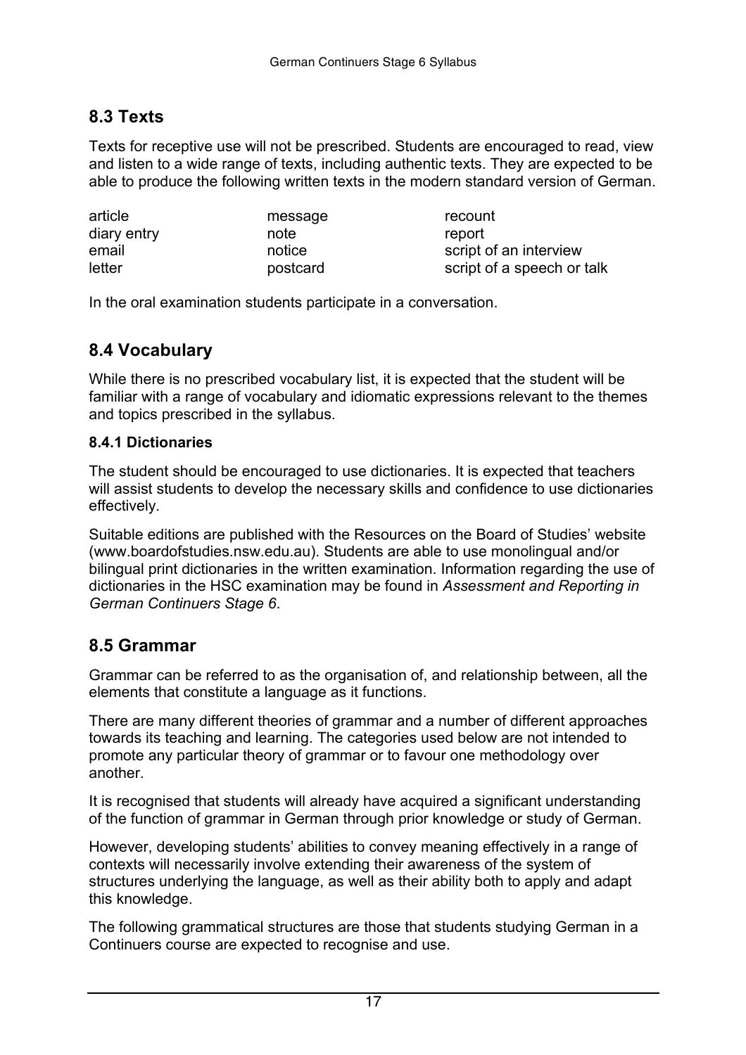## 8.3 Texts

Texts for receptive use will not be prescribed. Students are encouraged to read, view and listen to a wide range of texts, including authentic texts. They are expected to be able to produce the following written texts in the modern standard version of German.

| | | |
|---|---|---|
| article | message | recount |
| diary entry | note | report |
| email | notice | script of an interview |
| letter | postcard | script of a speech or talk |

In the oral examination students participate in a conversation.

## 8.4 Vocabulary

While there is no prescribed vocabulary list, it is expected that the student will be familiar with a range of vocabulary and idiomatic expressions relevant to the themes and topics prescribed in the syllabus.

### 8.4.1 Dictionaries

The student should be encouraged to use dictionaries. It is expected that teachers will assist students to develop the necessary skills and confidence to use dictionaries effectively.

Suitable editions are published with the Resources on the Board of Studies' website (www.boardofstudies.nsw.edu.au). Students are able to use monolingual and/or bilingual print dictionaries in the written examination. Information regarding the use of dictionaries in the HSC examination may be found in *Assessment and Reporting in German Continuers Stage 6*.

## 8.5 Grammar

Grammar can be referred to as the organisation of, and relationship between, all the elements that constitute a language as it functions.

There are many different theories of grammar and a number of different approaches towards its teaching and learning. The categories used below are not intended to promote any particular theory of grammar or to favour one methodology over another.

It is recognised that students will already have acquired a significant understanding of the function of grammar in German through prior knowledge or study of German.

However, developing students' abilities to convey meaning effectively in a range of contexts will necessarily involve extending their awareness of the system of structures underlying the language, as well as their ability both to apply and adapt this knowledge.

The following grammatical structures are those that students studying German in a Continuers course are expected to recognise and use.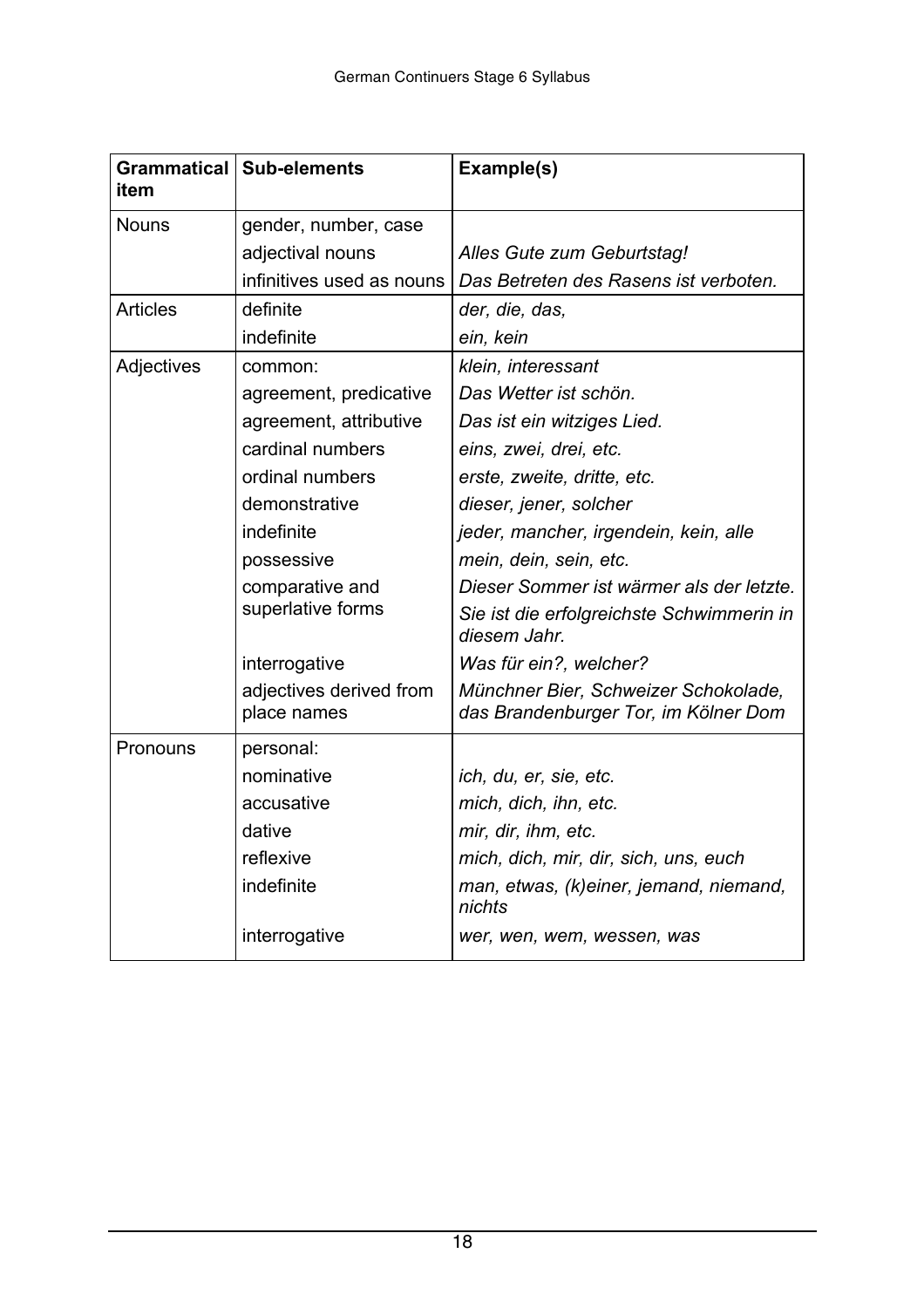| Grammatical item | Sub-elements | Example(s) |
|---|---|---|
| Nouns | gender, number, case | |
| | adjectival nouns | *Alles Gute zum Geburtstag!* |
| | infinitives used as nouns | *Das Betreten des Rasens ist verboten.* |
| Articles | definite | *der, die, das,* |
| | indefinite | *ein, kein* |
| Adjectives | common: | *klein, interessant* |
| | agreement, predicative | *Das Wetter ist schön.* |
| | agreement, attributive | *Das ist ein witziges Lied.* |
| | cardinal numbers | *eins, zwei, drei, etc.* |
| | ordinal numbers | *erste, zweite, dritte, etc.* |
| | demonstrative | *dieser, jener, solcher* |
| | indefinite | *jeder, mancher, irgendein, kein, alle* |
| | possessive | *mein, dein, sein, etc.* |
| | comparative and superlative forms | *Dieser Sommer ist wärmer als der letzte.* *Sie ist die erfolgreichste Schwimmerin in diesem Jahr.* |
| | interrogative | *Was für ein?, welcher?* |
| | adjectives derived from place names | *Münchner Bier, Schweizer Schokolade, das Brandenburger Tor, im Kölner Dom* |
| Pronouns | personal: | |
| | nominative | *ich, du, er, sie, etc.* |
| | accusative | *mich, dich, ihn, etc.* |
| | dative | *mir, dir, ihm, etc.* |
| | reflexive | *mich, dich, mir, dir, sich, uns, euch* |
| | indefinite | *man, etwas, (k)einer, jemand, niemand, nichts* |
| | interrogative | *wer, wen, wem, wessen, was* |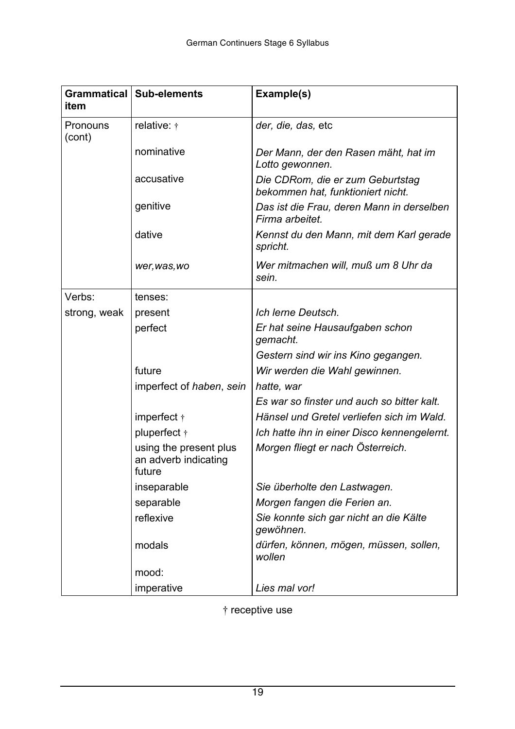| Grammatical item | Sub-elements | Example(s) |
|---|---|---|
| Pronouns (cont) | relative: † | *der, die, das,* etc |
| | nominative | *Der Mann, der den Rasen mäht, hat im Lotto gewonnen.* |
| | accusative | *Die CDRom, die er zum Geburtstag bekommen hat, funktioniert nicht.* |
| | genitive | *Das ist die Frau, deren Mann in derselben Firma arbeitet.* |
| | dative | *Kennst du den Mann, mit dem Karl gerade spricht.* |
| | *wer,was,wo* | *Wer mitmachen will, muß um 8 Uhr da sein.* |
| Verbs: | tenses: | |
| strong, weak | present | *Ich lerne Deutsch.* |
| | perfect | *Er hat seine Hausaufgaben schon gemacht.* |
| | | *Gestern sind wir ins Kino gegangen.* |
| | future | *Wir werden die Wahl gewinnen.* |
| | imperfect of *haben*, *sein* | *hatte, war* |
| | | *Es war so finster und auch so bitter kalt.* |
| | imperfect † | *Hänsel und Gretel verliefen sich im Wald.* |
| | pluperfect † | *Ich hatte ihn in einer Disco kennengelernt.* |
| | using the present plus an adverb indicating future | *Morgen fliegt er nach Österreich.* |
| | inseparable | *Sie überholte den Lastwagen.* |
| | separable | *Morgen fangen die Ferien an.* |
| | reflexive | *Sie konnte sich gar nicht an die Kälte gewöhnen.* |
| | modals | *dürfen, können, mögen, müssen, sollen, wollen* |
| | mood: | |
| | imperative | *Lies mal vor!* |

† receptive use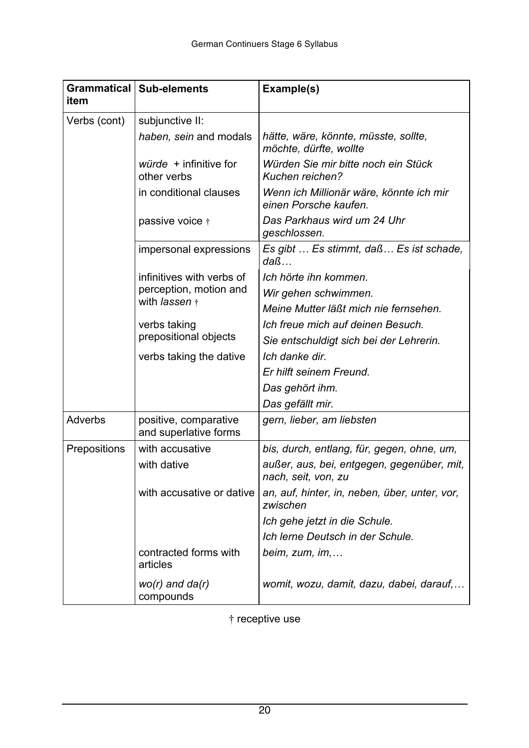| Grammatical item | Sub-elements | Example(s) |
|---|---|---|
| Verbs (cont) | subjunctive II: | |
| | *haben, sein* and modals | *hätte, wäre, könnte, müsste, sollte, möchte, dürfte, wollte* |
| | *würde* + infinitive for other verbs | *Würden Sie mir bitte noch ein Stück Kuchen reichen?* |
| | in conditional clauses | *Wenn ich Millionär wäre, könnte ich mir einen Porsche kaufen.* |
| | passive voice † | *Das Parkhaus wird um 24 Uhr geschlossen.* |
| | impersonal expressions | *Es gibt … Es stimmt, daß… Es ist schade, daß…* |
| | infinitives with verbs of perception, motion and with *lassen* † | *Ich hörte ihn kommen.* |
| | | *Wir gehen schwimmen.* |
| | | *Meine Mutter läßt mich nie fernsehen.* |
| | verbs taking prepositional objects | *Ich freue mich auf deinen Besuch.* |
| | | *Sie entschuldigt sich bei der Lehrerin.* |
| | verbs taking the dative | *Ich danke dir.* |
| | | *Er hilft seinem Freund.* |
| | | *Das gehört ihm.* |
| | | *Das gefällt mir.* |
| Adverbs | positive, comparative and superlative forms | *gern, lieber, am liebsten* |
| Prepositions | with accusative | *bis, durch, entlang, für, gegen, ohne, um,* |
| | with dative | *außer, aus, bei, entgegen, gegenüber, mit, nach, seit, von, zu* |
| | with accusative or dative | *an, auf, hinter, in, neben, über, unter, vor, zwischen* |
| | | *Ich gehe jetzt in die Schule.* |
| | | *Ich lerne Deutsch in der Schule.* |
| | contracted forms with articles | *beim, zum, im,…* |
| | *wo(r) and da(r)* compounds | *womit, wozu, damit, dazu, dabei, darauf,…* |

† receptive use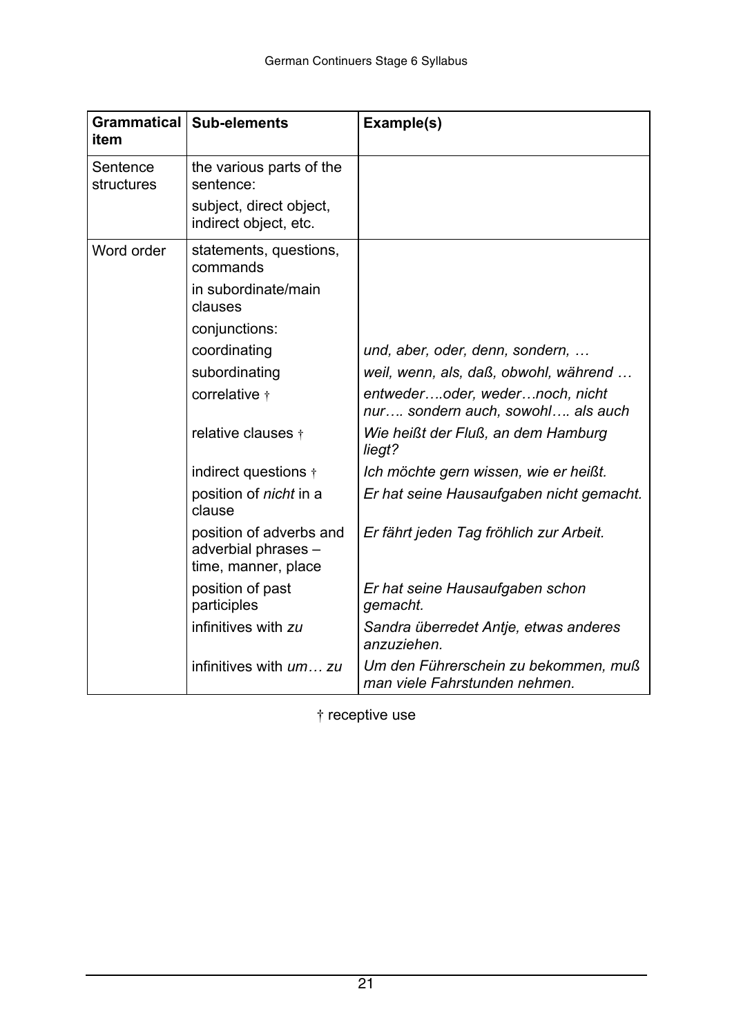| Grammatical item | Sub-elements | Example(s) |
|---|---|---|
| Sentence structures | the various parts of the sentence:<br>subject, direct object, indirect object, etc. | |
| Word order | statements, questions, commands | |
| | in subordinate/main clauses | |
| | conjunctions: | |
| | coordinating | *und, aber, oder, denn, sondern, …* |
| | subordinating | *weil, wenn, als, daß, obwohl, während …* |
| | correlative † | *entweder….oder, weder…noch, nicht nur…. sondern auch, sowohl…. als auch* |
| | relative clauses † | *Wie heißt der Fluß, an dem Hamburg liegt?* |
| | indirect questions † | *Ich möchte gern wissen, wie er heißt.* |
| | position of *nicht* in a clause | *Er hat seine Hausaufgaben nicht gemacht.* |
| | position of adverbs and adverbial phrases – time, manner, place | *Er fährt jeden Tag fröhlich zur Arbeit.* |
| | position of past participles | *Er hat seine Hausaufgaben schon gemacht.* |
| | infinitives with *zu* | *Sandra überredet Antje, etwas anderes anzuziehen.* |
| | infinitives with *um… zu* | *Um den Führerschein zu bekommen, muß man viele Fahrstunden nehmen.* |

† receptive use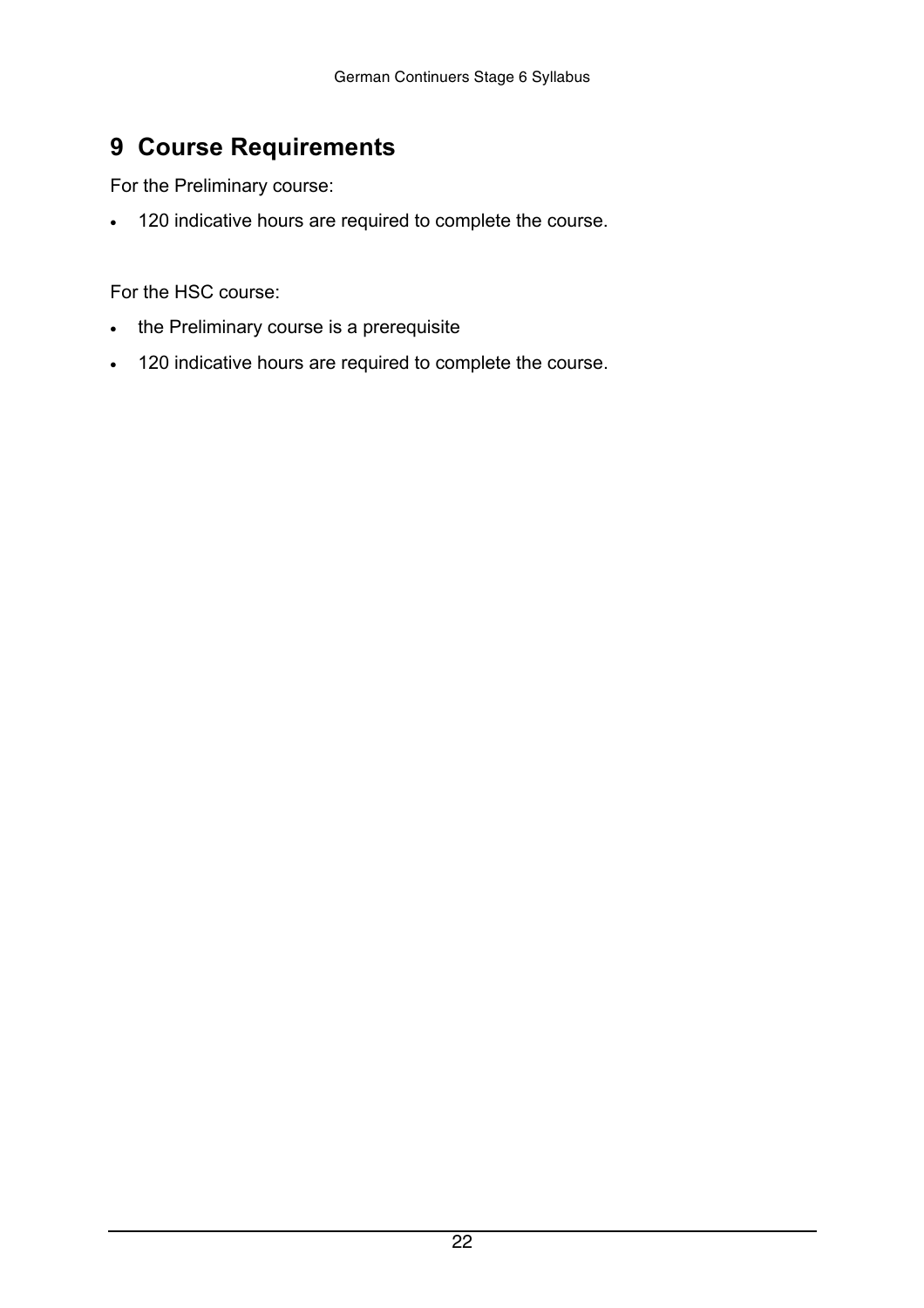# 9 Course Requirements

For the Preliminary course:

- 120 indicative hours are required to complete the course.

For the HSC course:

- the Preliminary course is a prerequisite
- 120 indicative hours are required to complete the course.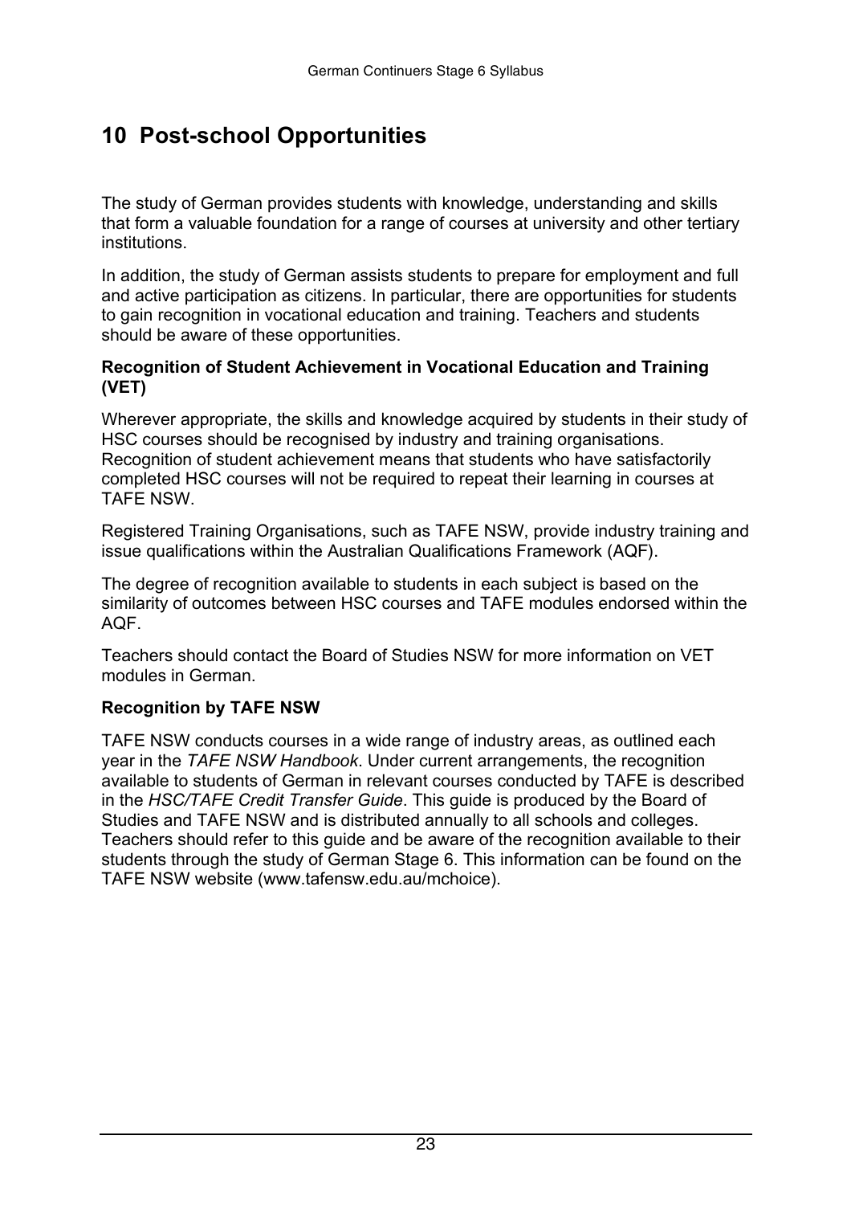# 10 Post-school Opportunities

The study of German provides students with knowledge, understanding and skills that form a valuable foundation for a range of courses at university and other tertiary institutions.

In addition, the study of German assists students to prepare for employment and full and active participation as citizens. In particular, there are opportunities for students to gain recognition in vocational education and training. Teachers and students should be aware of these opportunities.

**Recognition of Student Achievement in Vocational Education and Training (VET)**

Wherever appropriate, the skills and knowledge acquired by students in their study of HSC courses should be recognised by industry and training organisations. Recognition of student achievement means that students who have satisfactorily completed HSC courses will not be required to repeat their learning in courses at TAFE NSW.

Registered Training Organisations, such as TAFE NSW, provide industry training and issue qualifications within the Australian Qualifications Framework (AQF).

The degree of recognition available to students in each subject is based on the similarity of outcomes between HSC courses and TAFE modules endorsed within the AQF.

Teachers should contact the Board of Studies NSW for more information on VET modules in German.

**Recognition by TAFE NSW**

TAFE NSW conducts courses in a wide range of industry areas, as outlined each year in the *TAFE NSW Handbook*. Under current arrangements, the recognition available to students of German in relevant courses conducted by TAFE is described in the *HSC/TAFE Credit Transfer Guide*. This guide is produced by the Board of Studies and TAFE NSW and is distributed annually to all schools and colleges. Teachers should refer to this guide and be aware of the recognition available to their students through the study of German Stage 6. This information can be found on the TAFE NSW website (www.tafensw.edu.au/mchoice).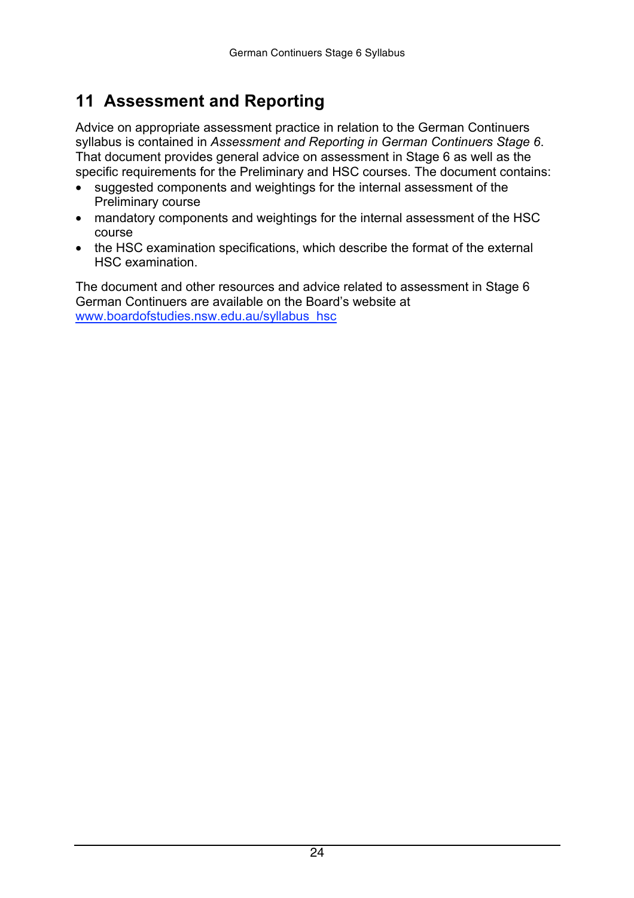## 11 Assessment and Reporting

Advice on appropriate assessment practice in relation to the German Continuers syllabus is contained in *Assessment and Reporting in German Continuers Stage 6*. That document provides general advice on assessment in Stage 6 as well as the specific requirements for the Preliminary and HSC courses. The document contains:

- suggested components and weightings for the internal assessment of the Preliminary course
- mandatory components and weightings for the internal assessment of the HSC course
- the HSC examination specifications, which describe the format of the external HSC examination.

The document and other resources and advice related to assessment in Stage 6 German Continuers are available on the Board's website at www.boardofstudies.nsw.edu.au/syllabus_hsc